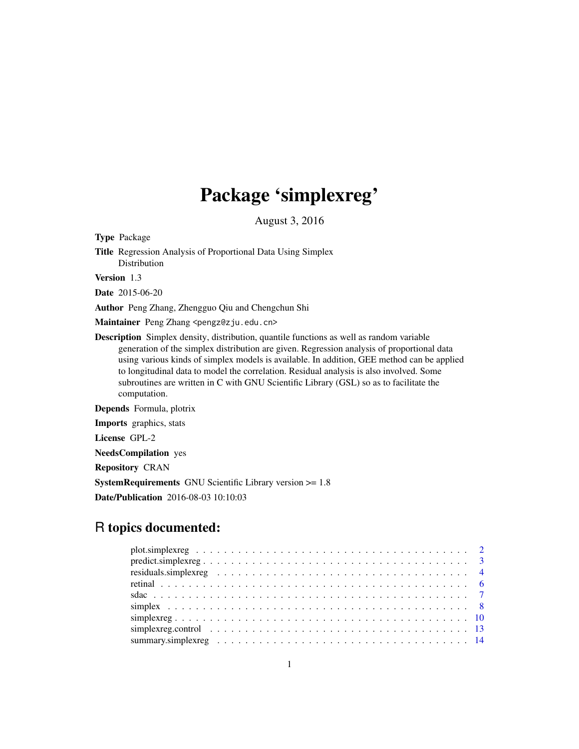# Package 'simplexreg'

August 3, 2016

**Type** Package

**Title** Regression Analysis of Proportional Data Using Simplex Distribution

**Version** 1.3

**Date** 2015-06-20

**Author** Peng Zhang, Zhengguo Qiu and Chengchun Shi

**Maintainer** Peng Zhang <pengz@zju.edu.cn>

**Description** Simplex density, distribution, quantile functions as well as random variable generation of the simplex distribution are given. Regression analysis of proportional data using various kinds of simplex models is available. In addition, GEE method can be applied to longitudinal data to model the correlation. Residual analysis is also involved. Some subroutines are written in C with GNU Scientific Library (GSL) so as to facilitate the computation.

**Depends** Formula, plotrix

**Imports** graphics, stats

**License** GPL-2

**NeedsCompilation** yes

**Repository** CRAN

**SystemRequirements** GNU Scientific Library version >= 1.8

**Date/Publication** 2016-08-03 10:10:03

## R topics documented:

- plot.simplexreg . . . . . . . . . . . . . . . . . . . . . . . . . . . . . . . . . . . . . . 2
- predict.simplexreg . . . . . . . . . . . . . . . . . . . . . . . . . . . . . . . . . . . . . 3
- residuals.simplexreg . . . . . . . . . . . . . . . . . . . . . . . . . . . . . . . . . . . . 4
- retinal . . . . . . . . . . . . . . . . . . . . . . . . . . . . . . . . . . . . . . . . . . . 6
- sdac . . . . . . . . . . . . . . . . . . . . . . . . . . . . . . . . . . . . . . . . . . . . 7
- simplex . . . . . . . . . . . . . . . . . . . . . . . . . . . . . . . . . . . . . . . . . . 8
- simplexreg . . . . . . . . . . . . . . . . . . . . . . . . . . . . . . . . . . . . . . . . 10
- simplexreg.control . . . . . . . . . . . . . . . . . . . . . . . . . . . . . . . . . . . . 13
- summary.simplexreg . . . . . . . . . . . . . . . . . . . . . . . . . . . . . . . . . . . 14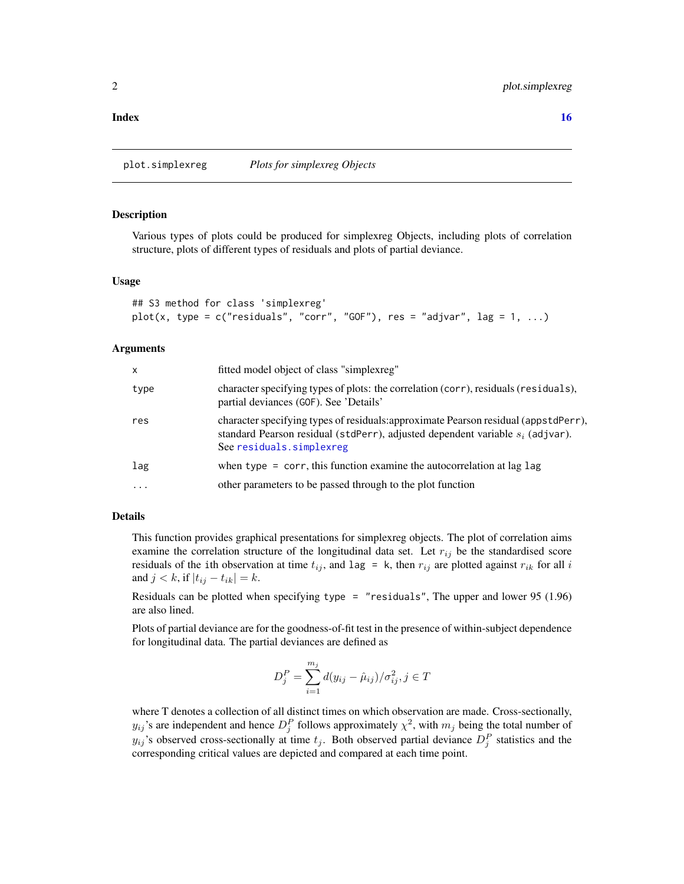**Index** **16**

---

plot.simplexreg *Plots for simplexreg Objects*

---

### Description

Various types of plots could be produced for simplexreg Objects, including plots of correlation structure, plots of different types of residuals and plots of partial deviance.

### Usage

```
## S3 method for class 'simplexreg'
plot(x, type = c("residuals", "corr", "GOF"), res = "adjvar", lag = 1, ...)
```

### Arguments

| | |
|---|---|
| x | fitted model object of class "simplexreg" |
| type | character specifying types of plots: the correlation (`corr`), residuals (`residuals`), partial deviances (`GOF`). See 'Details' |
| res | character specifying types of residuals:approximate Pearson residual (`appstdPerr`), standard Pearson residual (`stdPerr`), adjusted dependent variable $s_i$ (`adjvar`). See `residuals.simplexreg` |
| lag | when `type = corr`, this function examine the autocorrelation at lag `lag` |
| ... | other parameters to be passed through to the plot function |

### Details

This function provides graphical presentations for simplexreg objects. The plot of correlation aims examine the correlation structure of the longitudinal data set. Let $r_{ij}$ be the standardised score residuals of the ith observation at time $t_{ij}$, and `lag = k`, then $r_{ij}$ are plotted against $r_{ik}$ for all $i$ and $j < k$, if $|t_{ij} - t_{ik}| = k$.

Residuals can be plotted when specifying `type = "residuals"`, The upper and lower 95 (1.96) are also lined.

Plots of partial deviance are for the goodness-of-fit test in the presence of within-subject dependence for longitudinal data. The partial deviances are defined as

$$D_j^P = \sum_{i=1}^{m_j} d(y_{ij} - \hat{\mu}_{ij})/\sigma_{ij}^2, j \in T$$

where T denotes a collection of all distinct times on which observation are made. Cross-sectionally, $y_{ij}$'s are independent and hence $D_j^P$ follows approximately $\chi^2$, with $m_j$ being the total number of $y_{ij}$'s observed cross-sectionally at time $t_j$. Both observed partial deviance $D_j^P$ statistics and the corresponding critical values are depicted and compared at each time point.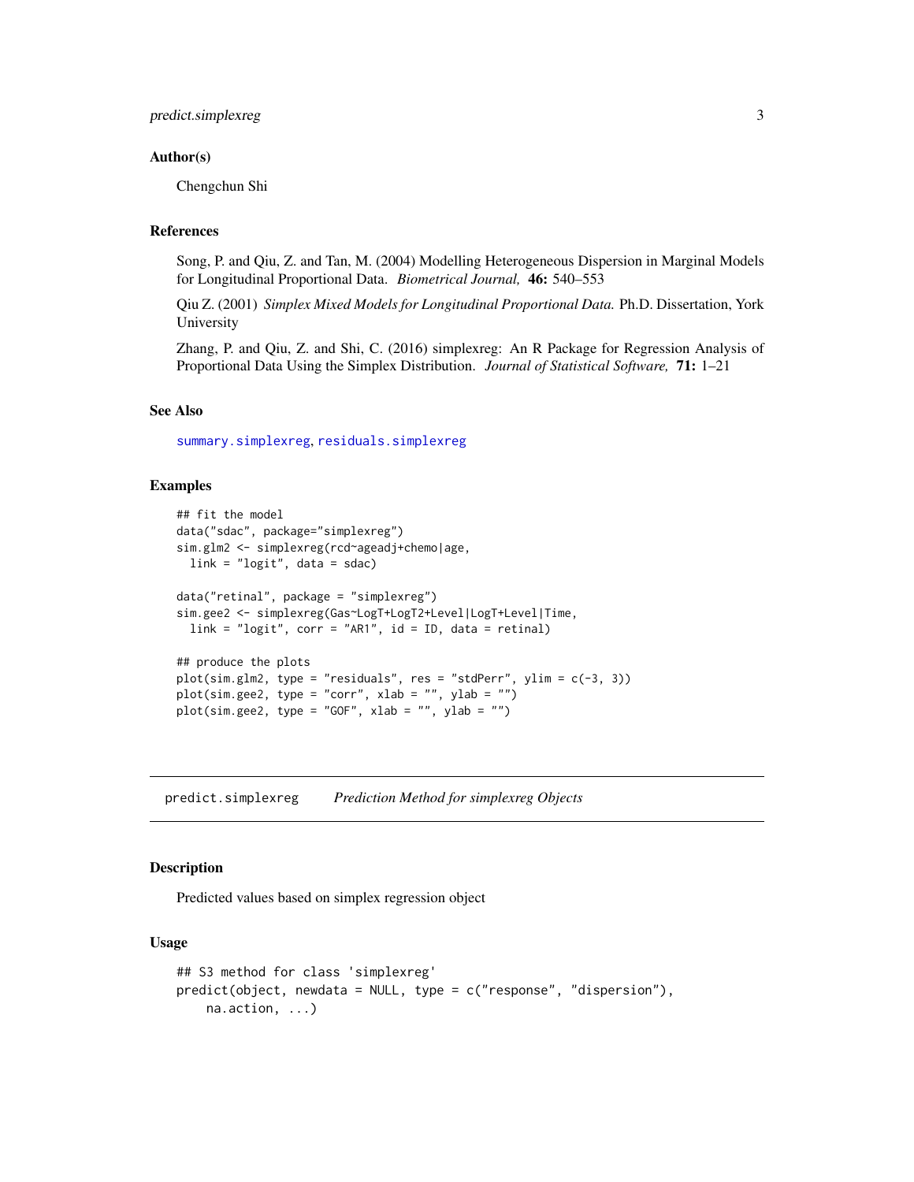### Author(s)

Chengchun Shi

### References

Song, P. and Qiu, Z. and Tan, M. (2004) Modelling Heterogeneous Dispersion in Marginal Models for Longitudinal Proportional Data. *Biometrical Journal,* **46:** 540–553

Qiu Z. (2001) *Simplex Mixed Models for Longitudinal Proportional Data.* Ph.D. Dissertation, York University

Zhang, P. and Qiu, Z. and Shi, C. (2016) simplexreg: An R Package for Regression Analysis of Proportional Data Using the Simplex Distribution. *Journal of Statistical Software,* **71:** 1–21

### See Also

`summary.simplexreg`, `residuals.simplexreg`

### Examples

```
## fit the model
data("sdac", package="simplexreg")
sim.glm2 <- simplexreg(rcd~ageadj+chemo|age,
  link = "logit", data = sdac)

data("retinal", package = "simplexreg")
sim.gee2 <- simplexreg(Gas~LogT+LogT2+Level|LogT+Level|Time,
  link = "logit", corr = "AR1", id = ID, data = retinal)

## produce the plots
plot(sim.glm2, type = "residuals", res = "stdPerr", ylim = c(-3, 3))
plot(sim.gee2, type = "corr", xlab = "", ylab = "")
plot(sim.gee2, type = "GOF", xlab = "", ylab = "")
```

---

## predict.simplexreg    *Prediction Method for simplexreg Objects*

### Description

Predicted values based on simplex regression object

### Usage

```
## S3 method for class 'simplexreg'
predict(object, newdata = NULL, type = c("response", "dispersion"),
    na.action, ...)
```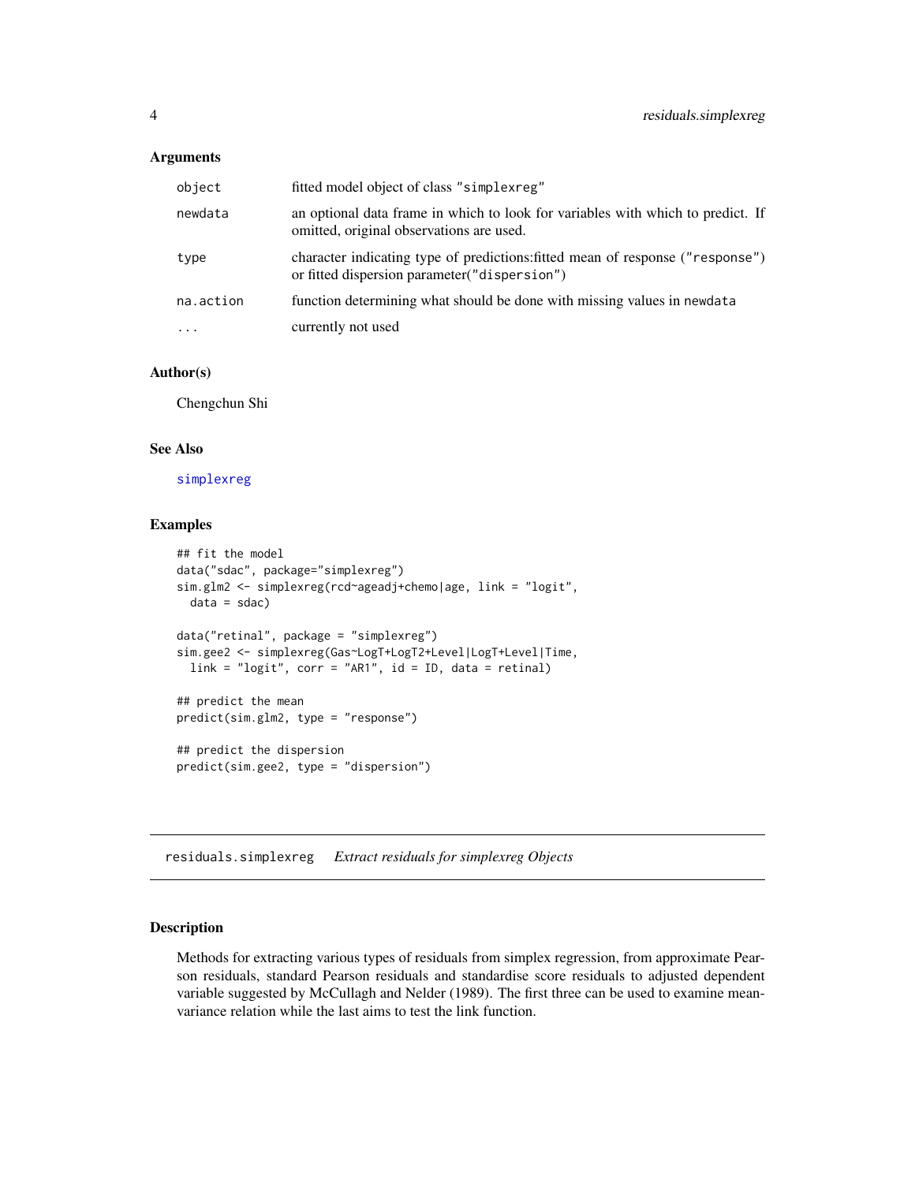## Arguments

| | |
|---|---|
| object | fitted model object of class "simplexreg" |
| newdata | an optional data frame in which to look for variables with which to predict. If omitted, original observations are used. |
| type | character indicating type of predictions:fitted mean of response ("response") or fitted dispersion parameter("dispersion") |
| na.action | function determining what should be done with missing values in newdata |
| ... | currently not used |

## Author(s)

Chengchun Shi

## See Also

simplexreg

## Examples

```
## fit the model
data("sdac", package="simplexreg")
sim.glm2 <- simplexreg(rcd~ageadj+chemo|age, link = "logit",
  data = sdac)

data("retinal", package = "simplexreg")
sim.gee2 <- simplexreg(Gas~LogT+LogT2+Level|LogT+Level|Time,
  link = "logit", corr = "AR1", id = ID, data = retinal)

## predict the mean
predict(sim.glm2, type = "response")

## predict the dispersion
predict(sim.gee2, type = "dispersion")
```

---

# residuals.simplexreg *Extract residuals for simplexreg Objects*

## Description

Methods for extracting various types of residuals from simplex regression, from approximate Pearson residuals, standard Pearson residuals and standardise score residuals to adjusted dependent variable suggested by McCullagh and Nelder (1989). The first three can be used to examine mean-variance relation while the last aims to test the link function.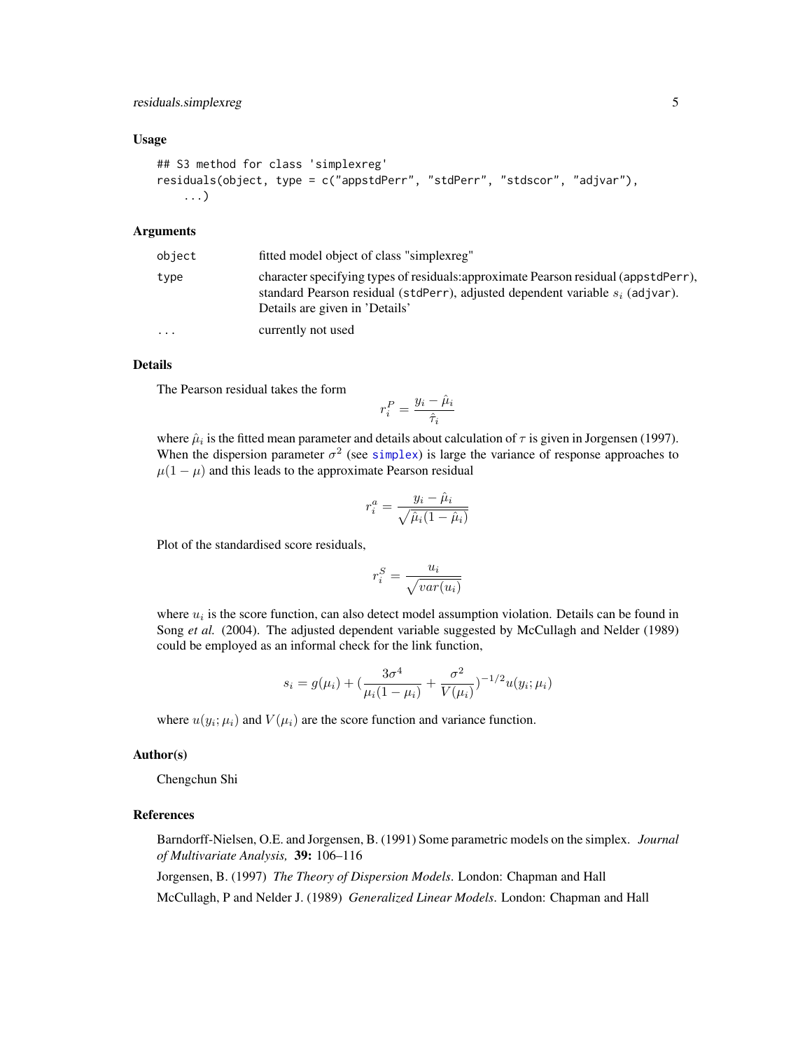## Usage

```
## S3 method for class 'simplexreg'
residuals(object, type = c("appstdPerr", "stdPerr", "stdscor", "adjvar"),
    ...)
```

## Arguments

| | |
|---|---|
| object | fitted model object of class "simplexreg" |
| type | character specifying types of residuals:approximate Pearson residual (appstdPerr), standard Pearson residual (stdPerr), adjusted dependent variable $s_i$ (adjvar). Details are given in 'Details' |
| ... | currently not used |

## Details

The Pearson residual takes the form

$$r_i^P = \frac{y_i - \hat{\mu}_i}{\hat{\tau}_i}$$

where $\hat{\mu}_i$ is the fitted mean parameter and details about calculation of $\tau$ is given in Jorgensen (1997). When the dispersion parameter $\sigma^2$ (see simplex) is large the variance of response approaches to $\mu(1-\mu)$ and this leads to the approximate Pearson residual

$$r_i^a = \frac{y_i - \hat{\mu}_i}{\sqrt{\hat{\mu}_i(1-\hat{\mu}_i)}}$$

Plot of the standardised score residuals,

$$r_i^S = \frac{u_i}{\sqrt{var(u_i)}}$$

where $u_i$ is the score function, can also detect model assumption violation. Details can be found in Song *et al.* (2004). The adjusted dependent variable suggested by McCullagh and Nelder (1989) could be employed as an informal check for the link function,

$$s_i = g(\mu_i) + (\frac{3\sigma^4}{\mu_i(1-\mu_i)} + \frac{\sigma^2}{V(\mu_i)})^{-1/2} u(y_i;\mu_i)$$

where $u(y_i;\mu_i)$ and $V(\mu_i)$ are the score function and variance function.

## Author(s)

Chengchun Shi

## References

Barndorff-Nielsen, O.E. and Jorgensen, B. (1991) Some parametric models on the simplex. *Journal of Multivariate Analysis,* **39:** 106–116

Jorgensen, B. (1997) *The Theory of Dispersion Models*. London: Chapman and Hall

McCullagh, P and Nelder J. (1989) *Generalized Linear Models*. London: Chapman and Hall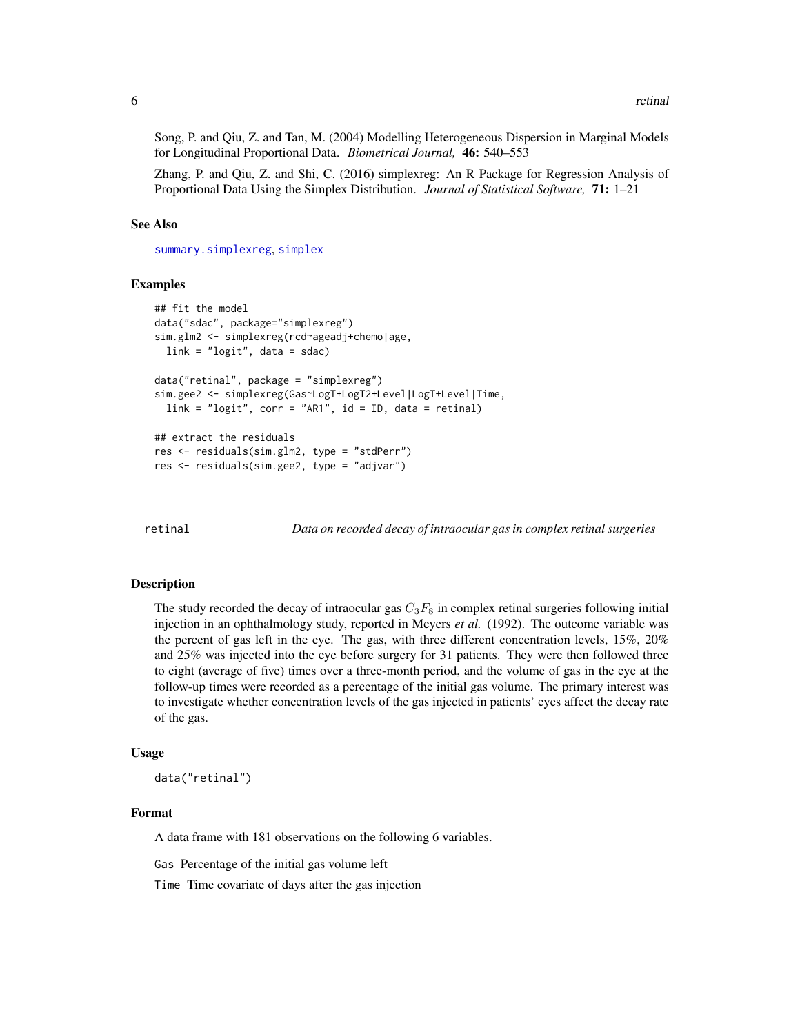Song, P. and Qiu, Z. and Tan, M. (2004) Modelling Heterogeneous Dispersion in Marginal Models for Longitudinal Proportional Data. *Biometrical Journal,* **46:** 540–553

Zhang, P. and Qiu, Z. and Shi, C. (2016) simplexreg: An R Package for Regression Analysis of Proportional Data Using the Simplex Distribution. *Journal of Statistical Software,* **71:** 1–21

### See Also

summary.simplexreg, simplex

### Examples

```
## fit the model
data("sdac", package="simplexreg")
sim.glm2 <- simplexreg(rcd~ageadj+chemo|age,
  link = "logit", data = sdac)

data("retinal", package = "simplexreg")
sim.gee2 <- simplexreg(Gas~LogT+LogT2+Level|LogT+Level|Time,
  link = "logit", corr = "AR1", id = ID, data = retinal)

## extract the residuals
res <- residuals(sim.glm2, type = "stdPerr")
res <- residuals(sim.gee2, type = "adjvar")
```

## retinal — *Data on recorded decay of intraocular gas in complex retinal surgeries*

### Description

The study recorded the decay of intraocular gas $C_3F_8$ in complex retinal surgeries following initial injection in an ophthalmology study, reported in Meyers *et al.* (1992). The outcome variable was the percent of gas left in the eye. The gas, with three different concentration levels, 15%, 20% and 25% was injected into the eye before surgery for 31 patients. They were then followed three to eight (average of five) times over a three-month period, and the volume of gas in the eye at the follow-up times were recorded as a percentage of the initial gas volume. The primary interest was to investigate whether concentration levels of the gas injected in patients' eyes affect the decay rate of the gas.

### Usage

```
data("retinal")
```

### Format

A data frame with 181 observations on the following 6 variables.

`Gas` Percentage of the initial gas volume left

`Time` Time covariate of days after the gas injection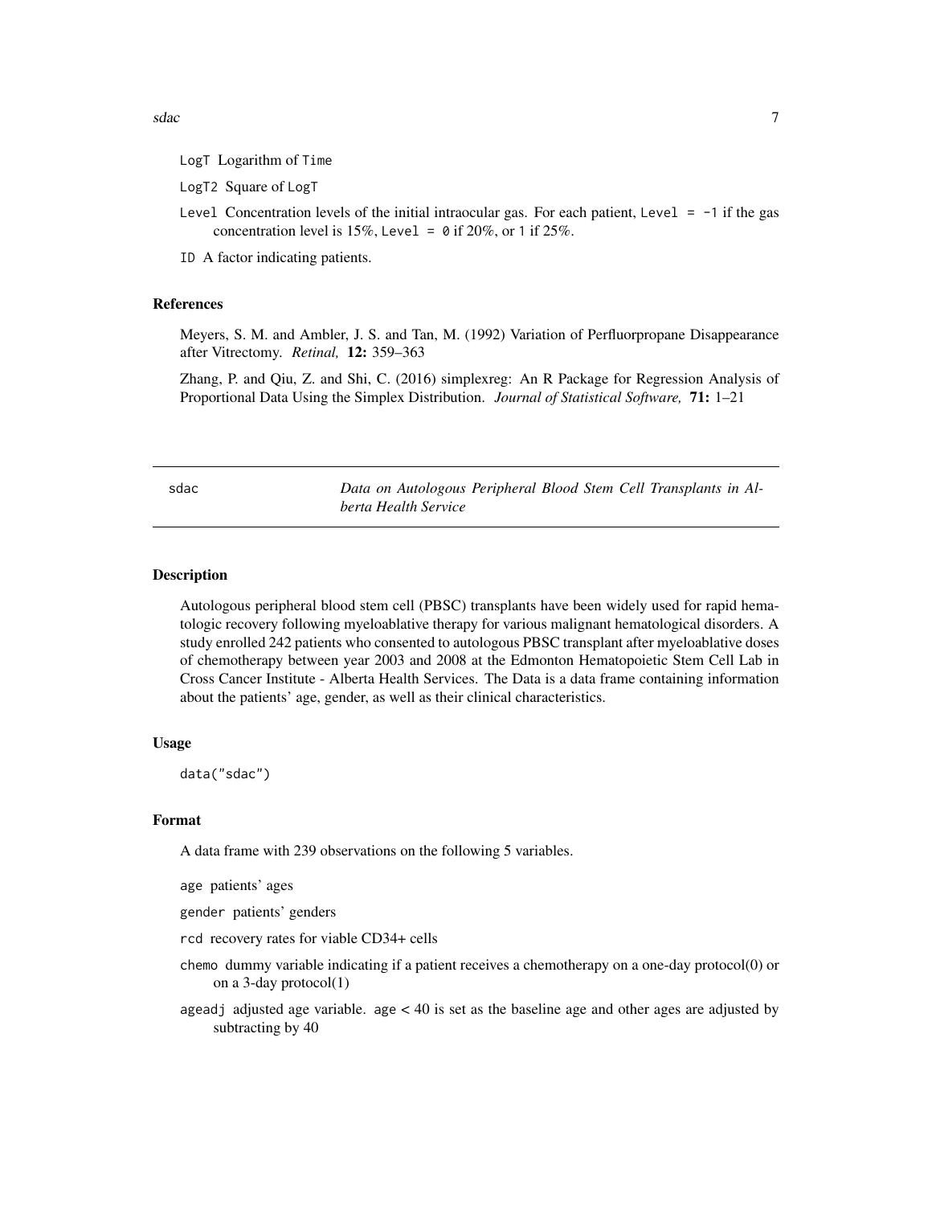LogT Logarithm of Time

LogT2 Square of LogT

Level Concentration levels of the initial intraocular gas. For each patient, Level = -1 if the gas concentration level is 15%, Level = 0 if 20%, or 1 if 25%.

ID A factor indicating patients.

### References

Meyers, S. M. and Ambler, J. S. and Tan, M. (1992) Variation of Perfluorpropane Disappearance after Vitrectomy. *Retinal,* **12:** 359–363

Zhang, P. and Qiu, Z. and Shi, C. (2016) simplexreg: An R Package for Regression Analysis of Proportional Data Using the Simplex Distribution. *Journal of Statistical Software,* **71:** 1–21

---

## sdac — *Data on Autologous Peripheral Blood Stem Cell Transplants in Alberta Health Service*

---

### Description

Autologous peripheral blood stem cell (PBSC) transplants have been widely used for rapid hematologic recovery following myeloablative therapy for various malignant hematological disorders. A study enrolled 242 patients who consented to autologous PBSC transplant after myeloablative doses of chemotherapy between year 2003 and 2008 at the Edmonton Hematopoietic Stem Cell Lab in Cross Cancer Institute - Alberta Health Services. The Data is a data frame containing information about the patients' age, gender, as well as their clinical characteristics.

### Usage

```
data("sdac")
```

### Format

A data frame with 239 observations on the following 5 variables.

age patients' ages

gender patients' genders

rcd recovery rates for viable CD34+ cells

chemo dummy variable indicating if a patient receives a chemotherapy on a one-day protocol(0) or on a 3-day protocol(1)

ageadj adjusted age variable. age < 40 is set as the baseline age and other ages are adjusted by subtracting by 40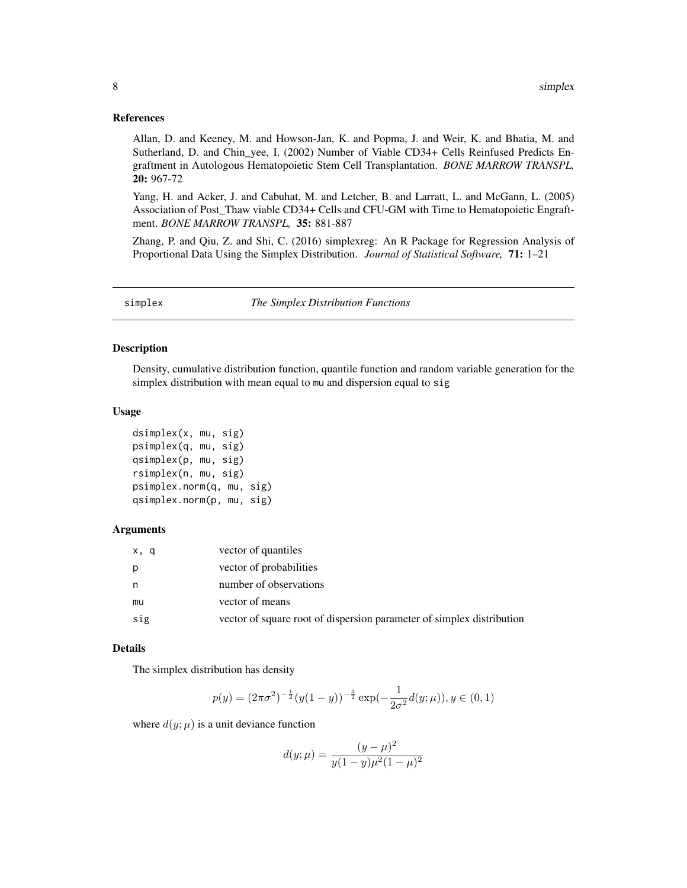### References

Allan, D. and Keeney, M. and Howson-Jan, K. and Popma, J. and Weir, K. and Bhatia, M. and Sutherland, D. and Chin_yee, I. (2002) Number of Viable CD34+ Cells Reinfused Predicts Engraftment in Autologous Hematopoietic Stem Cell Transplantation. *BONE MARROW TRANSPL,* **20:** 967-72

Yang, H. and Acker, J. and Cabuhat, M. and Letcher, B. and Larratt, L. and McGann, L. (2005) Association of Post_Thaw viable CD34+ Cells and CFU-GM with Time to Hematopoietic Engraftment. *BONE MARROW TRANSPL,* **35:** 881-887

Zhang, P. and Qiu, Z. and Shi, C. (2016) simplexreg: An R Package for Regression Analysis of Proportional Data Using the Simplex Distribution. *Journal of Statistical Software,* **71:** 1–21

---

## simplex — *The Simplex Distribution Functions*

---

### Description

Density, cumulative distribution function, quantile function and random variable generation for the simplex distribution with mean equal to mu and dispersion equal to sig

### Usage

```
dsimplex(x, mu, sig)
psimplex(q, mu, sig)
qsimplex(p, mu, sig)
rsimplex(n, mu, sig)
psimplex.norm(q, mu, sig)
qsimplex.norm(p, mu, sig)
```

### Arguments

| | |
|---|---|
| x, q | vector of quantiles |
| p | vector of probabilities |
| n | number of observations |
| mu | vector of means |
| sig | vector of square root of dispersion parameter of simplex distribution |

### Details

The simplex distribution has density

$$p(y) = (2\pi\sigma^2)^{-\frac{1}{2}}(y(1-y))^{-\frac{3}{2}}\exp(-\frac{1}{2\sigma^2}d(y;\mu)), y \in (0,1)$$

where $d(y;\mu)$ is a unit deviance function

$$d(y;\mu) = \frac{(y-\mu)^2}{y(1-y)\mu^2(1-\mu)^2}$$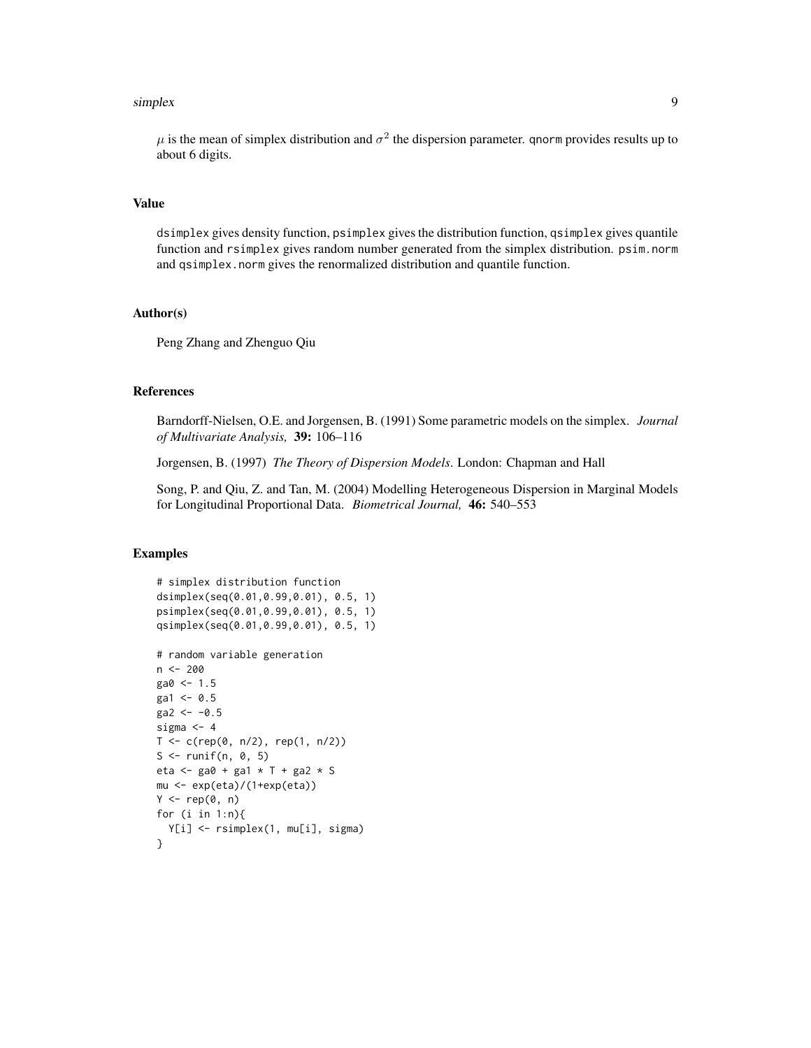$\mu$ is the mean of simplex distribution and $\sigma^2$ the dispersion parameter. qnorm provides results up to about 6 digits.

## Value

dsimplex gives density function, psimplex gives the distribution function, qsimplex gives quantile function and rsimplex gives random number generated from the simplex distribution. psim.norm and qsimplex.norm gives the renormalized distribution and quantile function.

## Author(s)

Peng Zhang and Zhenguo Qiu

## References

Barndorff-Nielsen, O.E. and Jorgensen, B. (1991) Some parametric models on the simplex. *Journal of Multivariate Analysis,* **39:** 106–116

Jorgensen, B. (1997) *The Theory of Dispersion Models*. London: Chapman and Hall

Song, P. and Qiu, Z. and Tan, M. (2004) Modelling Heterogeneous Dispersion in Marginal Models for Longitudinal Proportional Data. *Biometrical Journal,* **46:** 540–553

## Examples

```
# simplex distribution function
dsimplex(seq(0.01,0.99,0.01), 0.5, 1)
psimplex(seq(0.01,0.99,0.01), 0.5, 1)
qsimplex(seq(0.01,0.99,0.01), 0.5, 1)

# random variable generation
n <- 200
ga0 <- 1.5
ga1 <- 0.5
ga2 <- -0.5
sigma <- 4
T <- c(rep(0, n/2), rep(1, n/2))
S <- runif(n, 0, 5)
eta <- ga0 + ga1 * T + ga2 * S
mu <- exp(eta)/(1+exp(eta))
Y <- rep(0, n)
for (i in 1:n){
  Y[i] <- rsimplex(1, mu[i], sigma)
}
```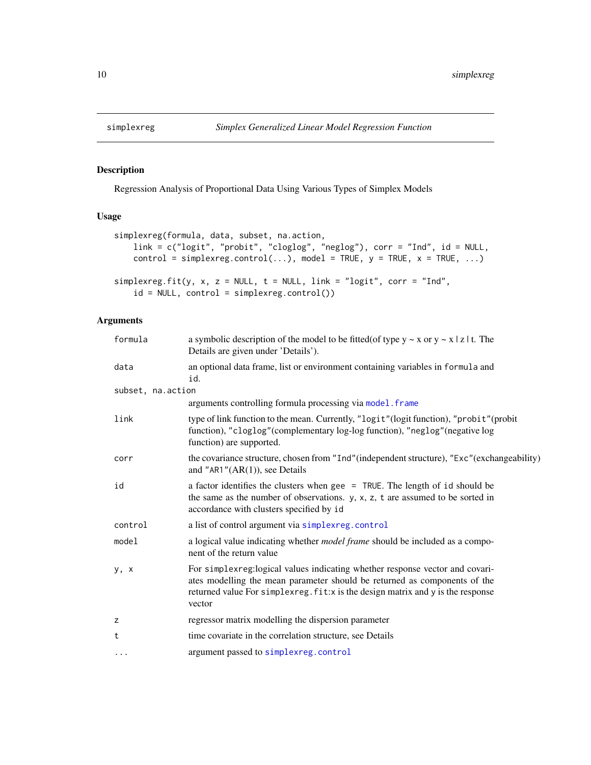## simplexreg — *Simplex Generalized Linear Model Regression Function*

### Description

Regression Analysis of Proportional Data Using Various Types of Simplex Models

### Usage

```
simplexreg(formula, data, subset, na.action,
    link = c("logit", "probit", "cloglog", "neglog"), corr = "Ind", id = NULL,
    control = simplexreg.control(...), model = TRUE, y = TRUE, x = TRUE, ...)

simplexreg.fit(y, x, z = NULL, t = NULL, link = "logit", corr = "Ind",
    id = NULL, control = simplexreg.control())
```

### Arguments

| Argument | Description |
|---|---|
| `formula` | a symbolic description of the model to be fitted(of type y ~ x or y ~ x \| z \| t. The Details are given under 'Details'). |
| `data` | an optional data frame, list or environment containing variables in `formula` and `id`. |
| `subset, na.action` | arguments controlling formula processing via `model.frame` |
| `link` | type of link function to the mean. Currently, `"logit"`(logit function), `"probit"`(probit function), `"cloglog"`(complementary log-log function), `"neglog"`(negative log function) are supported. |
| `corr` | the covariance structure, chosen from `"Ind"`(independent structure), `"Exc"`(exchangeability) and `"AR1"`(AR(1)), see Details |
| `id` | a factor identifies the clusters when `gee = TRUE`. The length of `id` should be the same as the number of observations. `y`, `x`, `z`, `t` are assumed to be sorted in accordance with clusters specified by `id` |
| `control` | a list of control argument via `simplexreg.control` |
| `model` | a logical value indicating whether *model frame* should be included as a component of the return value |
| `y, x` | For `simplexreg`:logical values indicating whether response vector and covariates modelling the mean parameter should be returned as components of the returned value For `simplexreg.fit`:x is the design matrix and y is the response vector |
| `z` | regressor matrix modelling the dispersion parameter |
| `t` | time covariate in the correlation structure, see Details |
| `...` | argument passed to `simplexreg.control` |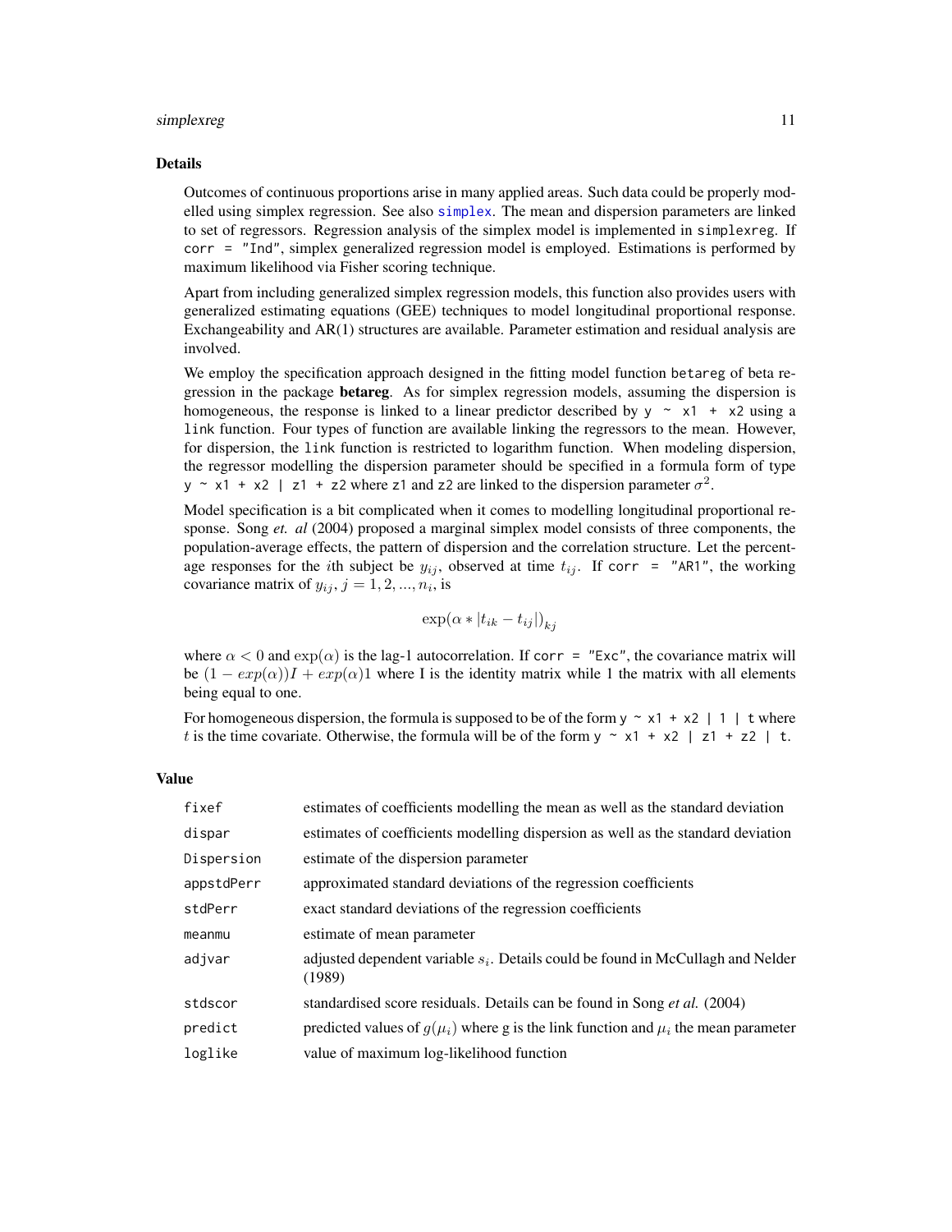## Details

Outcomes of continuous proportions arise in many applied areas. Such data could be properly modelled using simplex regression. See also `simplex`. The mean and dispersion parameters are linked to set of regressors. Regression analysis of the simplex model is implemented in `simplexreg`. If `corr = "Ind"`, simplex generalized regression model is employed. Estimations is performed by maximum likelihood via Fisher scoring technique.

Apart from including generalized simplex regression models, this function also provides users with generalized estimating equations (GEE) techniques to model longitudinal proportional response. Exchangeability and AR(1) structures are available. Parameter estimation and residual analysis are involved.

We employ the specification approach designed in the fitting model function `betareg` of beta regression in the package **betareg**. As for simplex regression models, assuming the dispersion is homogeneous, the response is linked to a linear predictor described by `y ~ x1 + x2` using a `link` function. Four types of function are available linking the regressors to the mean. However, for dispersion, the `link` function is restricted to logarithm function. When modeling dispersion, the regressor modelling the dispersion parameter should be specified in a formula form of type `y ~ x1 + x2 | z1 + z2` where `z1` and `z2` are linked to the dispersion parameter $\sigma^2$.

Model specification is a bit complicated when it comes to modelling longitudinal proportional response. Song *et. al* (2004) proposed a marginal simplex model consists of three components, the population-average effects, the pattern of dispersion and the correlation structure. Let the percentage responses for the $i$th subject be $y_{ij}$, observed at time $t_{ij}$. If `corr = "AR1"`, the working covariance matrix of $y_{ij}, j = 1, 2, ..., n_i$, is

$$\exp(\alpha * |t_{ik} - t_{ij}|)_{kj}$$

where $\alpha < 0$ and $\exp(\alpha)$ is the lag-1 autocorrelation. If `corr = "Exc"`, the covariance matrix will be $(1 - exp(\alpha))I + exp(\alpha)1$ where I is the identity matrix while 1 the matrix with all elements being equal to one.

For homogeneous dispersion, the formula is supposed to be of the form `y ~ x1 + x2 | 1 | t` where $t$ is the time covariate. Otherwise, the formula will be of the form `y ~ x1 + x2 | z1 + z2 | t`.

## Value

| | |
|---|---|
| `fixef` | estimates of coefficients modelling the mean as well as the standard deviation |
| `dispar` | estimates of coefficients modelling dispersion as well as the standard deviation |
| `Dispersion` | estimate of the dispersion parameter |
| `appstdPerr` | approximated standard deviations of the regression coefficients |
| `stdPerr` | exact standard deviations of the regression coefficients |
| `meanmu` | estimate of mean parameter |
| `adjvar` | adjusted dependent variable $s_i$. Details could be found in McCullagh and Nelder (1989) |
| `stdscor` | standardised score residuals. Details can be found in Song *et al.* (2004) |
| `predict` | predicted values of $g(\mu_i)$ where g is the link function and $\mu_i$ the mean parameter |
| `loglike` | value of maximum log-likelihood function |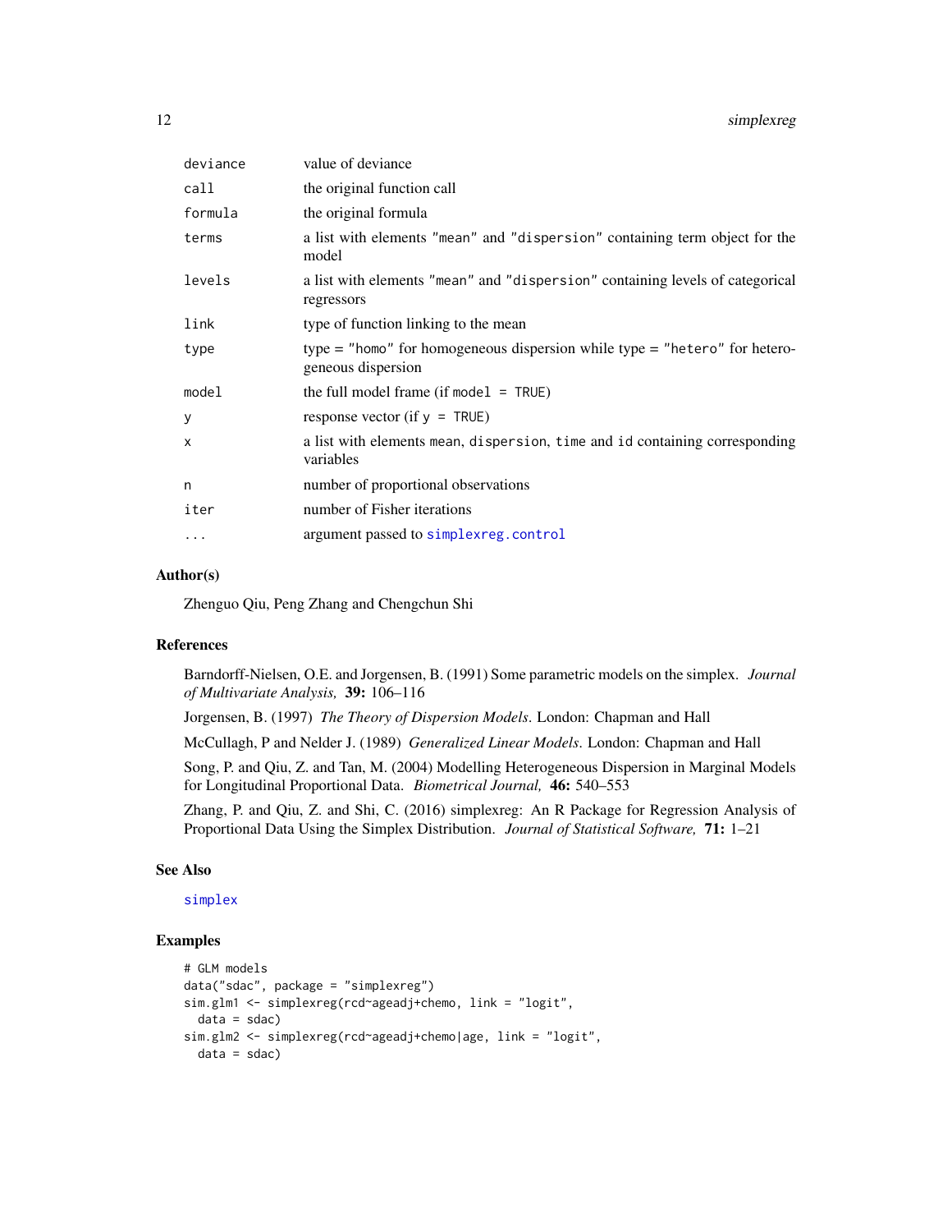| | |
|---|---|
| `deviance` | value of deviance |
| `call` | the original function call |
| `formula` | the original formula |
| `terms` | a list with elements `"mean"` and `"dispersion"` containing term object for the model |
| `levels` | a list with elements `"mean"` and `"dispersion"` containing levels of categorical regressors |
| `link` | type of function linking to the mean |
| `type` | type = `"homo"` for homogeneous dispersion while type = `"hetero"` for heterogeneous dispersion |
| `model` | the full model frame (if `model = TRUE`) |
| `y` | response vector (if `y = TRUE`) |
| `x` | a list with elements `mean`, `dispersion`, `time` and `id` containing corresponding variables |
| `n` | number of proportional observations |
| `iter` | number of Fisher iterations |
| `...` | argument passed to `simplexreg.control` |

### Author(s)

Zhenguo Qiu, Peng Zhang and Chengchun Shi

### References

Barndorff-Nielsen, O.E. and Jorgensen, B. (1991) Some parametric models on the simplex. *Journal of Multivariate Analysis,* **39:** 106–116

Jorgensen, B. (1997) *The Theory of Dispersion Models*. London: Chapman and Hall

McCullagh, P and Nelder J. (1989) *Generalized Linear Models*. London: Chapman and Hall

Song, P. and Qiu, Z. and Tan, M. (2004) Modelling Heterogeneous Dispersion in Marginal Models for Longitudinal Proportional Data. *Biometrical Journal,* **46:** 540–553

Zhang, P. and Qiu, Z. and Shi, C. (2016) simplexreg: An R Package for Regression Analysis of Proportional Data Using the Simplex Distribution. *Journal of Statistical Software,* **71:** 1–21

### See Also

`simplex`

### Examples

```
# GLM models
data("sdac", package = "simplexreg")
sim.glm1 <- simplexreg(rcd~ageadj+chemo, link = "logit",
  data = sdac)
sim.glm2 <- simplexreg(rcd~ageadj+chemo|age, link = "logit",
  data = sdac)
```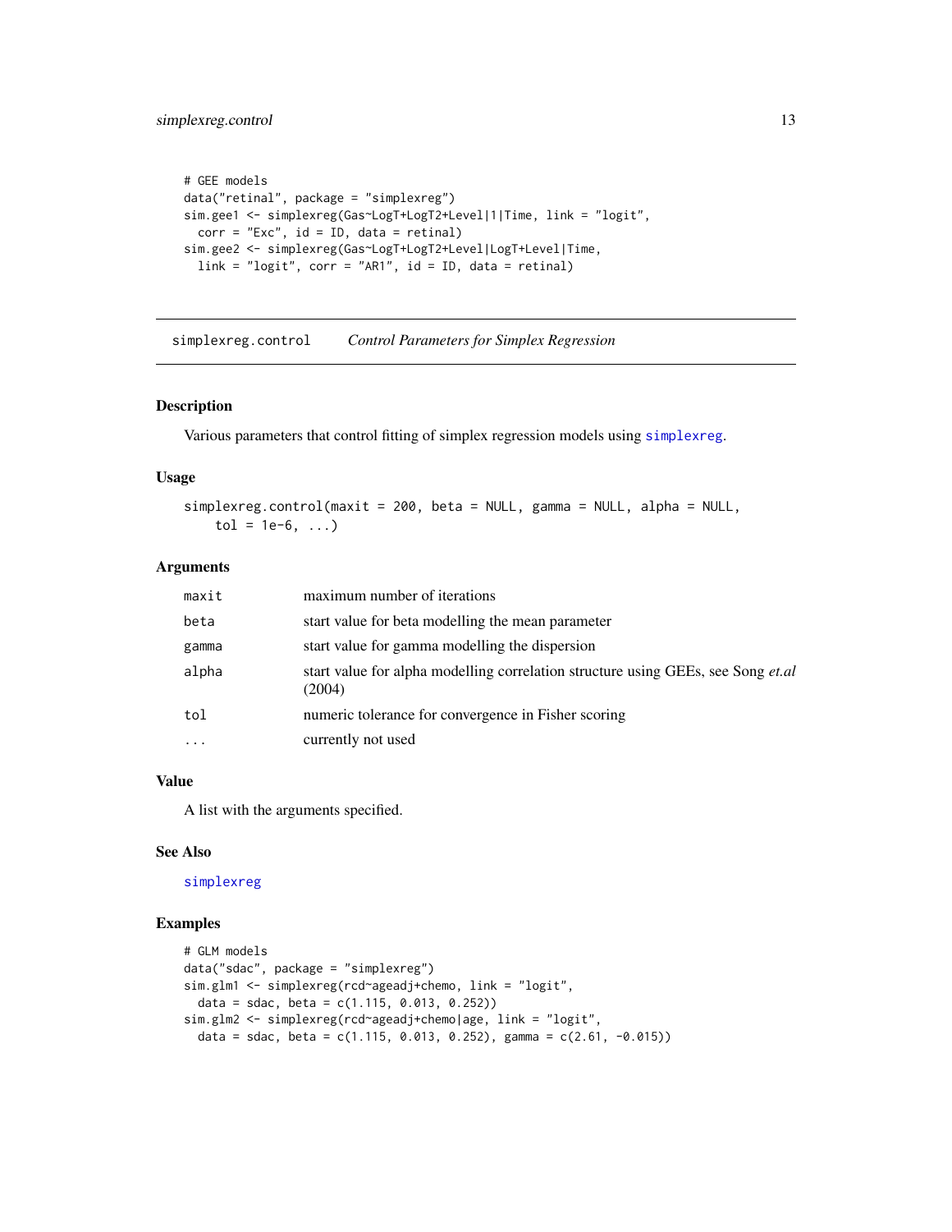```
# GEE models
data("retinal", package = "simplexreg")
sim.gee1 <- simplexreg(Gas~LogT+LogT2+Level|1|Time, link = "logit",
  corr = "Exc", id = ID, data = retinal)
sim.gee2 <- simplexreg(Gas~LogT+LogT2+Level|LogT+Level|Time,
  link = "logit", corr = "AR1", id = ID, data = retinal)
```

## simplexreg.control *Control Parameters for Simplex Regression*

### Description

Various parameters that control fitting of simplex regression models using `simplexreg`.

### Usage

```
simplexreg.control(maxit = 200, beta = NULL, gamma = NULL, alpha = NULL,
    tol = 1e-6, ...)
```

### Arguments

| | |
|---|---|
| `maxit` | maximum number of iterations |
| `beta` | start value for beta modelling the mean parameter |
| `gamma` | start value for gamma modelling the dispersion |
| `alpha` | start value for alpha modelling correlation structure using GEEs, see Song *et.al* (2004) |
| `tol` | numeric tolerance for convergence in Fisher scoring |
| `...` | currently not used |

### Value

A list with the arguments specified.

### See Also

`simplexreg`

### Examples

```
# GLM models
data("sdac", package = "simplexreg")
sim.glm1 <- simplexreg(rcd~ageadj+chemo, link = "logit",
  data = sdac, beta = c(1.115, 0.013, 0.252))
sim.glm2 <- simplexreg(rcd~ageadj+chemo|age, link = "logit",
  data = sdac, beta = c(1.115, 0.013, 0.252), gamma = c(2.61, -0.015))
```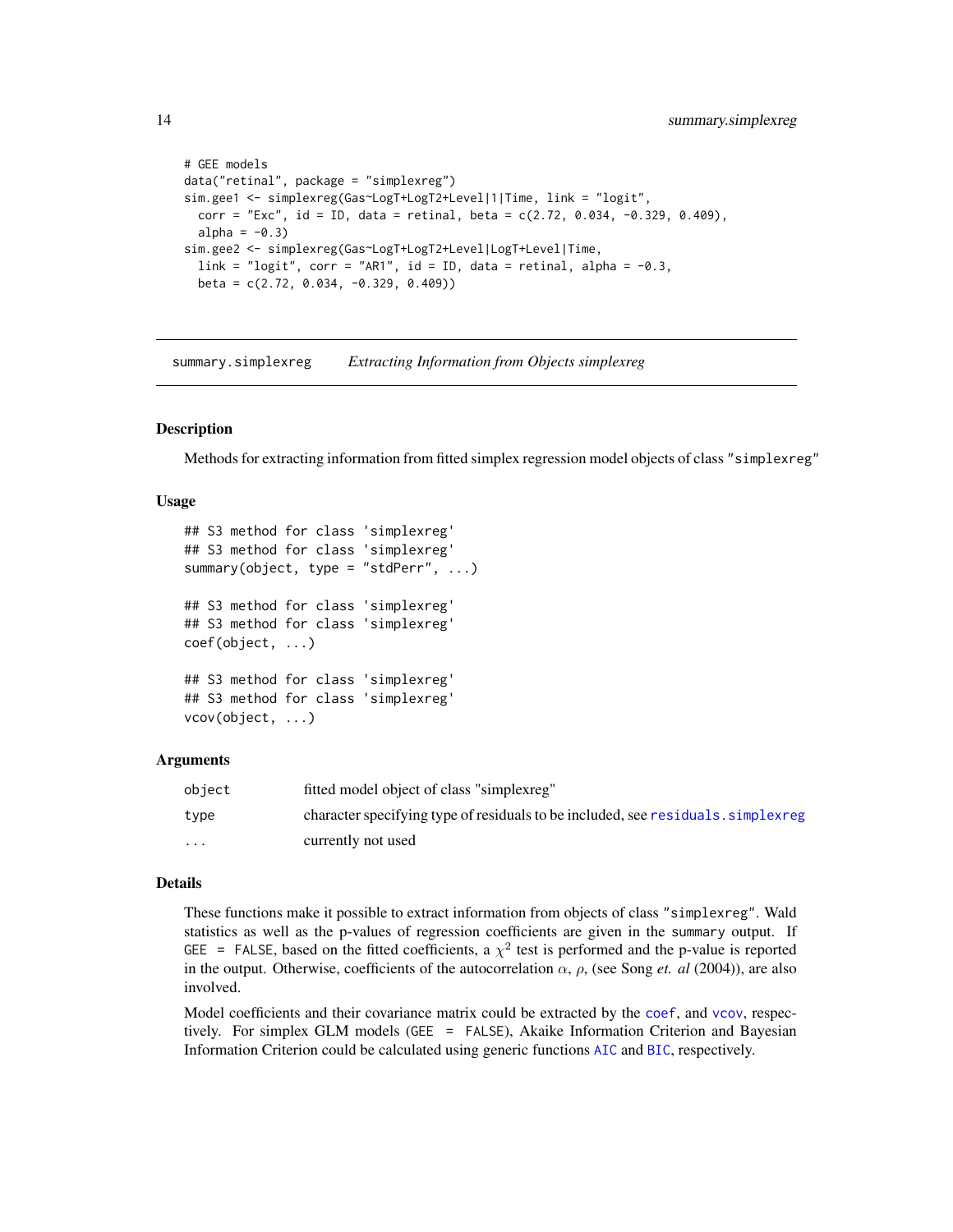```
# GEE models
data("retinal", package = "simplexreg")
sim.gee1 <- simplexreg(Gas~LogT+LogT2+Level|1|Time, link = "logit",
  corr = "Exc", id = ID, data = retinal, beta = c(2.72, 0.034, -0.329, 0.409),
  alpha = -0.3)
sim.gee2 <- simplexreg(Gas~LogT+LogT2+Level|LogT+Level|Time,
  link = "logit", corr = "AR1", id = ID, data = retinal, alpha = -0.3,
  beta = c(2.72, 0.034, -0.329, 0.409))
```

---

`summary.simplexreg` *Extracting Information from Objects simplexreg*

---

## Description

Methods for extracting information from fitted simplex regression model objects of class "simplexreg"

## Usage

```
## S3 method for class 'simplexreg'
## S3 method for class 'simplexreg'
summary(object, type = "stdPerr", ...)

## S3 method for class 'simplexreg'
## S3 method for class 'simplexreg'
coef(object, ...)

## S3 method for class 'simplexreg'
## S3 method for class 'simplexreg'
vcov(object, ...)
```

## Arguments

| | |
|---|---|
| `object` | fitted model object of class "simplexreg" |
| `type` | character specifying type of residuals to be included, see `residuals.simplexreg` |
| `...` | currently not used |

## Details

These functions make it possible to extract information from objects of class "simplexreg". Wald statistics as well as the p-values of regression coefficients are given in the summary output. If `GEE = FALSE`, based on the fitted coefficients, a $\chi^2$ test is performed and the p-value is reported in the output. Otherwise, coefficients of the autocorrelation $\alpha$, $\rho$, (see Song *et. al* (2004)), are also involved.

Model coefficients and their covariance matrix could be extracted by the `coef`, and `vcov`, respectively. For simplex GLM models (`GEE = FALSE`), Akaike Information Criterion and Bayesian Information Criterion could be calculated using generic functions `AIC` and `BIC`, respectively.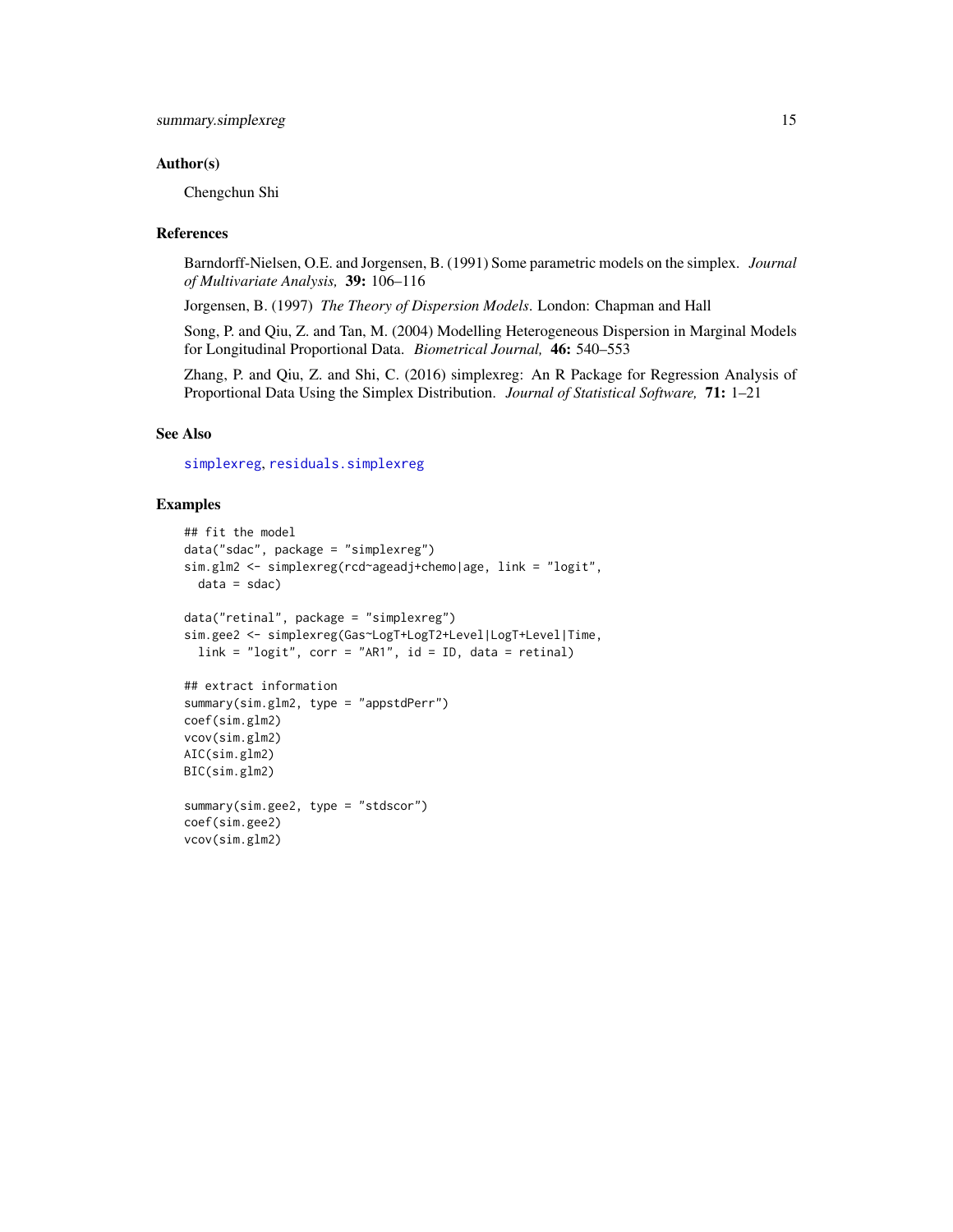## Author(s)

Chengchun Shi

## References

Barndorff-Nielsen, O.E. and Jorgensen, B. (1991) Some parametric models on the simplex. *Journal of Multivariate Analysis,* **39:** 106–116

Jorgensen, B. (1997) *The Theory of Dispersion Models*. London: Chapman and Hall

Song, P. and Qiu, Z. and Tan, M. (2004) Modelling Heterogeneous Dispersion in Marginal Models for Longitudinal Proportional Data. *Biometrical Journal,* **46:** 540–553

Zhang, P. and Qiu, Z. and Shi, C. (2016) simplexreg: An R Package for Regression Analysis of Proportional Data Using the Simplex Distribution. *Journal of Statistical Software,* **71:** 1–21

## See Also

`simplexreg`, `residuals.simplexreg`

## Examples

```
## fit the model
data("sdac", package = "simplexreg")
sim.glm2 <- simplexreg(rcd~ageadj+chemo|age, link = "logit",
  data = sdac)

data("retinal", package = "simplexreg")
sim.gee2 <- simplexreg(Gas~LogT+LogT2+Level|LogT+Level|Time,
  link = "logit", corr = "AR1", id = ID, data = retinal)

## extract information
summary(sim.glm2, type = "appstdPerr")
coef(sim.glm2)
vcov(sim.glm2)
AIC(sim.glm2)
BIC(sim.glm2)

summary(sim.gee2, type = "stdscor")
coef(sim.gee2)
vcov(sim.glm2)
```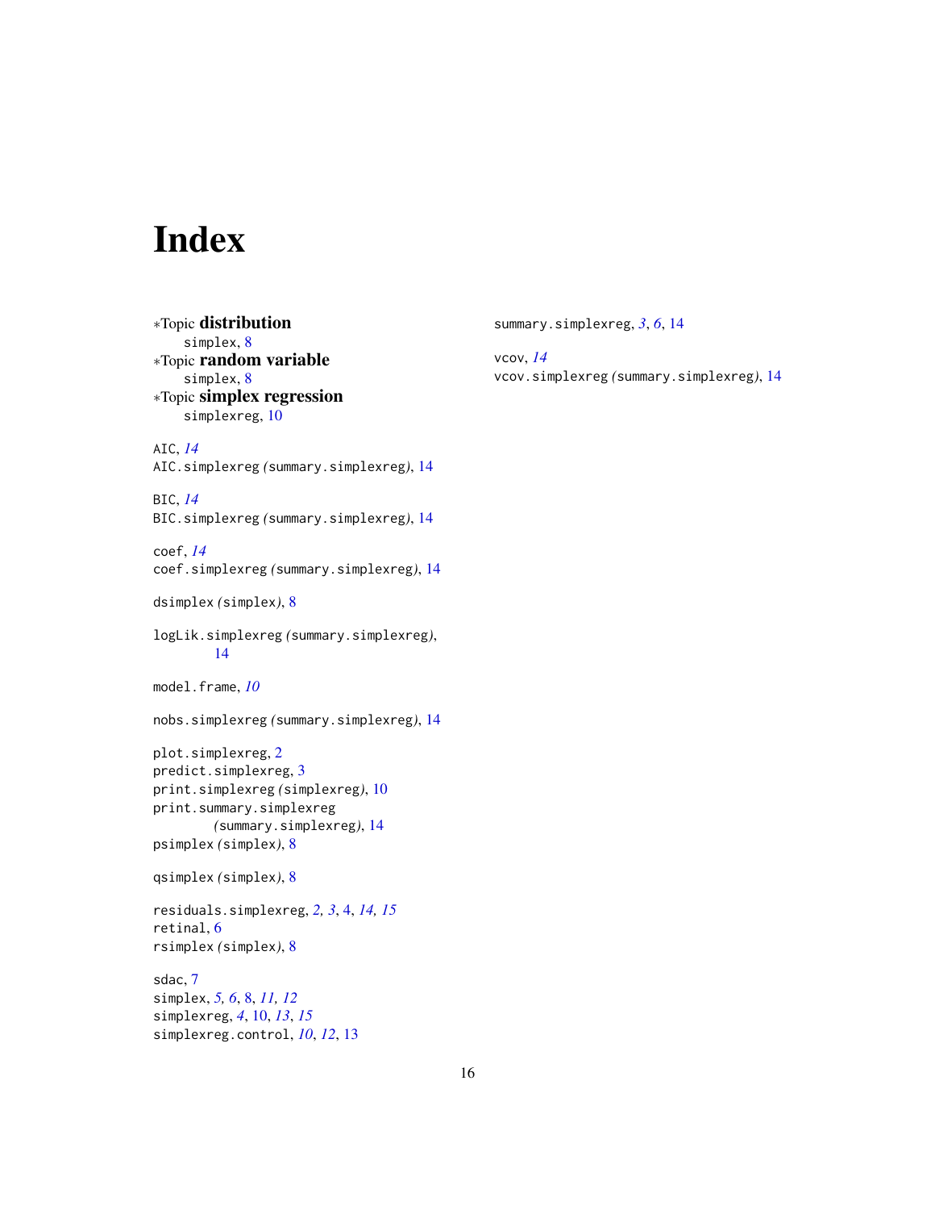# Index

*Topic **distribution**
  simplex, 8
*Topic **random variable**
  simplex, 8
*Topic **simplex regression**
  simplexreg, 10

AIC, *14*
AIC.simplexreg *(*summary.simplexreg*)*, 14

BIC, *14*
BIC.simplexreg *(*summary.simplexreg*)*, 14

coef, *14*
coef.simplexreg *(*summary.simplexreg*)*, 14

dsimplex *(*simplex*)*, 8

logLik.simplexreg *(*summary.simplexreg*)*, 14

model.frame, *10*

nobs.simplexreg *(*summary.simplexreg*)*, 14

plot.simplexreg, 2
predict.simplexreg, 3
print.simplexreg *(*simplexreg*)*, 10
print.summary.simplexreg *(*summary.simplexreg*)*, 14
psimplex *(*simplex*)*, 8

qsimplex *(*simplex*)*, 8

residuals.simplexreg, *2, 3*, 4, *14, 15*
retinal, 6
rsimplex *(*simplex*)*, 8

sdac, 7
simplex, *5, 6*, 8, *11, 12*
simplexreg, *4*, 10, *13*, *15*
simplexreg.control, *10*, *12*, 13
summary.simplexreg, *3*, *6*, 14

vcov, *14*
vcov.simplexreg *(*summary.simplexreg*)*, 14